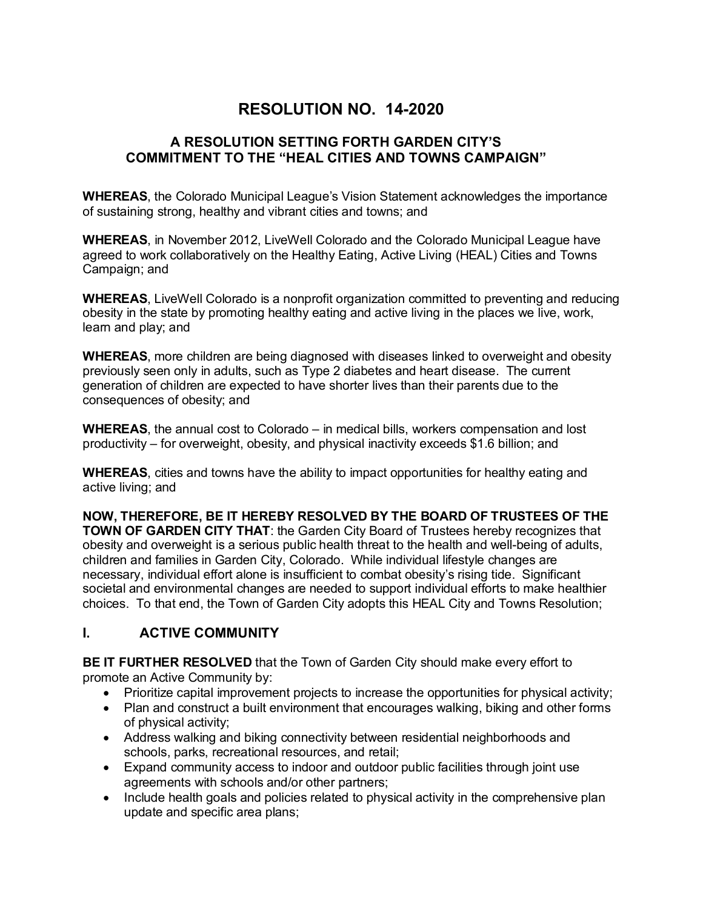# RESOLUTION NO. 14-2020

## A RESOLUTION SETTING FORTH GARDEN CITY'S COMMITMENT TO THE "HEAL CITIES AND TOWNS CAMPAIGN"

**WHEREAS**, the Colorado Municipal League's Vision Statement acknowledges the importance of sustaining strong, healthy and vibrant cities and towns; and

**WHEREAS**, in November 2012, LiveWell Colorado and the Colorado Municipal League have agreed to work collaboratively on the Healthy Eating, Active Living (HEAL) Cities and Towns Campaign; and

**WHEREAS**, LiveWell Colorado is a nonprofit organization committed to preventing and reducing obesity in the state by promoting healthy eating and active living in the places we live, work, learn and play; and

**WHEREAS**, more children are being diagnosed with diseases linked to overweight and obesity previously seen only in adults, such as Type 2 diabetes and heart disease. The current generation of children are expected to have shorter lives than their parents due to the consequences of obesity; and

**WHEREAS**, the annual cost to Colorado – in medical bills, workers compensation and lost productivity – for overweight, obesity, and physical inactivity exceeds $1.6 billion; and

**WHEREAS**, cities and towns have the ability to impact opportunities for healthy eating and active living; and

**NOW, THEREFORE, BE IT HEREBY RESOLVED BY THE BOARD OF TRUSTEES OF THE TOWN OF GARDEN CITY THAT**: the Garden City Board of Trustees hereby recognizes that obesity and overweight is a serious public health threat to the health and well-being of adults, children and families in Garden City, Colorado. While individual lifestyle changes are necessary, individual effort alone is insufficient to combat obesity's rising tide. Significant societal and environmental changes are needed to support individual efforts to make healthier choices. To that end, the Town of Garden City adopts this HEAL City and Towns Resolution;

## I. ACTIVE COMMUNITY

**BE IT FURTHER RESOLVED** that the Town of Garden City should make every effort to promote an Active Community by:

- Prioritize capital improvement projects to increase the opportunities for physical activity;
- Plan and construct a built environment that encourages walking, biking and other forms of physical activity;
- Address walking and biking connectivity between residential neighborhoods and schools, parks, recreational resources, and retail;
- Expand community access to indoor and outdoor public facilities through joint use agreements with schools and/or other partners;
- Include health goals and policies related to physical activity in the comprehensive plan update and specific area plans;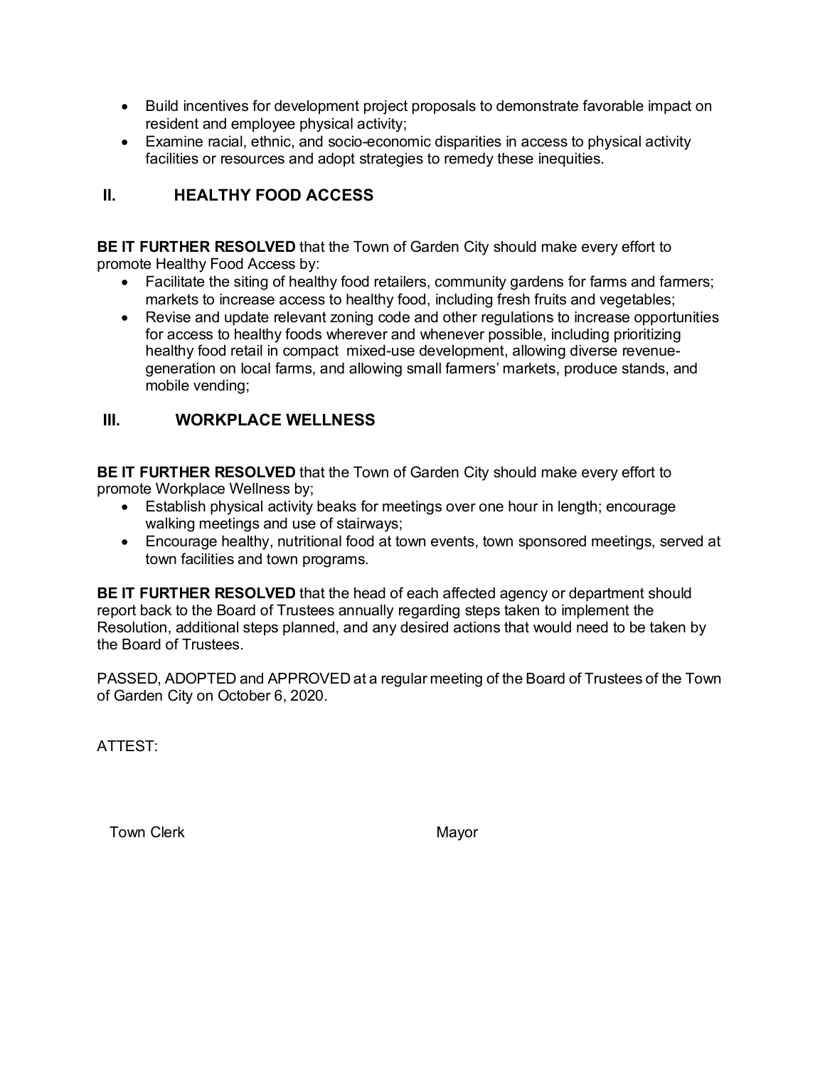- Build incentives for development project proposals to demonstrate favorable impact on resident and employee physical activity;
- Examine racial, ethnic, and socio-economic disparities in access to physical activity facilities or resources and adopt strategies to remedy these inequities.

## II. HEALTHY FOOD ACCESS

**BE IT FURTHER RESOLVED** that the Town of Garden City should make every effort to promote Healthy Food Access by:

- Facilitate the siting of healthy food retailers, community gardens for farms and farmers; markets to increase access to healthy food, including fresh fruits and vegetables;
- Revise and update relevant zoning code and other regulations to increase opportunities for access to healthy foods wherever and whenever possible, including prioritizing healthy food retail in compact mixed-use development, allowing diverse revenue-generation on local farms, and allowing small farmers' markets, produce stands, and mobile vending;

## III. WORKPLACE WELLNESS

**BE IT FURTHER RESOLVED** that the Town of Garden City should make every effort to promote Workplace Wellness by;

- Establish physical activity beaks for meetings over one hour in length; encourage walking meetings and use of stairways;
- Encourage healthy, nutritional food at town events, town sponsored meetings, served at town facilities and town programs.

**BE IT FURTHER RESOLVED** that the head of each affected agency or department should report back to the Board of Trustees annually regarding steps taken to implement the Resolution, additional steps planned, and any desired actions that would need to be taken by the Board of Trustees.

PASSED, ADOPTED and APPROVED at a regular meeting of the Board of Trustees of the Town of Garden City on October 6, 2020.

ATTEST:

Town Clerk

Mayor